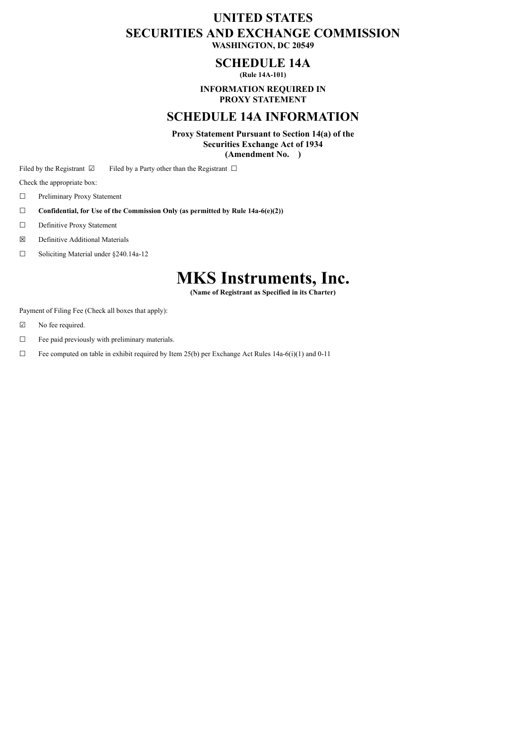# UNITED STATES
# SECURITIES AND EXCHANGE COMMISSION

**WASHINGTON, DC 20549**

## SCHEDULE 14A

**(Rule 14A-101)**

**INFORMATION REQUIRED IN PROXY STATEMENT**

## SCHEDULE 14A INFORMATION

**Proxy Statement Pursuant to Section 14(a) of the Securities Exchange Act of 1934**
**(Amendment No. )**

Filed by the Registrant ☑ Filed by a Party other than the Registrant ☐

Check the appropriate box:

☐ Preliminary Proxy Statement

☐ **Confidential, for Use of the Commission Only (as permitted by Rule 14a-6(e)(2))**

☐ Definitive Proxy Statement

☒ Definitive Additional Materials

☐ Soliciting Material under §240.14a-12

# MKS Instruments, Inc.

**(Name of Registrant as Specified in its Charter)**

Payment of Filing Fee (Check all boxes that apply):

☑ No fee required.

☐ Fee paid previously with preliminary materials.

☐ Fee computed on table in exhibit required by Item 25(b) per Exchange Act Rules 14a-6(i)(1) and 0-11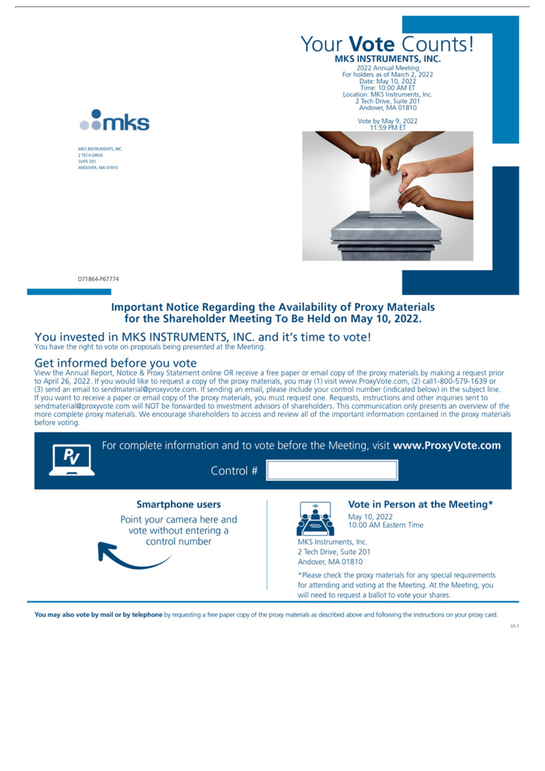# Your **Vote** Counts!

**MKS INSTRUMENTS, INC.**

2022 Annual Meeting
For holders as of March 2, 2022
Date: May 10, 2022
Time: 10:00 AM ET
Location: MKS Instruments, Inc.
2 Tech Drive, Suite 201
Andover, MA 01810

Vote by May 9, 2022
11:59 PM ET

MKS INSTRUMENTS, INC.
2 TECH DRIVE
SUITE 201
ANDOVER, MA 01810

D71864-P67774

## Important Notice Regarding the Availability of Proxy Materials for the Shareholder Meeting To Be Held on May 10, 2022.

## You invested in MKS INSTRUMENTS, INC. and it's time to vote!

You have the right to vote on proposals being presented at the Meeting.

## Get informed before you vote

View the Annual Report, Notice & Proxy Statement online OR receive a free paper or email copy of the proxy materials by making a request prior to April 26, 2022. If you would like to request a copy of the proxy materials, you may (1) visit www.ProxyVote.com, (2) call1-800-579-1639 or (3) send an email to sendmaterial@proxyvote.com. If sending an email, please include your control number (indicated below) in the subject line. If you want to receive a paper or email copy of the proxy materials, you must request one. Requests, instructions and other inquiries sent to sendmaterial@proxyvote.com will NOT be forwarded to investment advisors of shareholders. This communication only presents an overview of the more complete proxy materials. We encourage shareholders to access and review all of the important information contained in the proxy materials before voting.

For complete information and to vote before the Meeting, visit **www.ProxyVote.com**

Control #

### Smartphone users

Point your camera here and vote without entering a control number

### Vote in Person at the Meeting*

May 10, 2022
10:00 AM Eastern Time

MKS Instruments, Inc.
2 Tech Drive, Suite 201
Andover, MA 01810

*Please check the proxy materials for any special requirements for attending and voting at the Meeting. At the Meeting, you will need to request a ballot to vote your shares.

**You may also vote by mail or by telephone** by requesting a free paper copy of the proxy materials as described above and following the instructions on your proxy card.

V1.1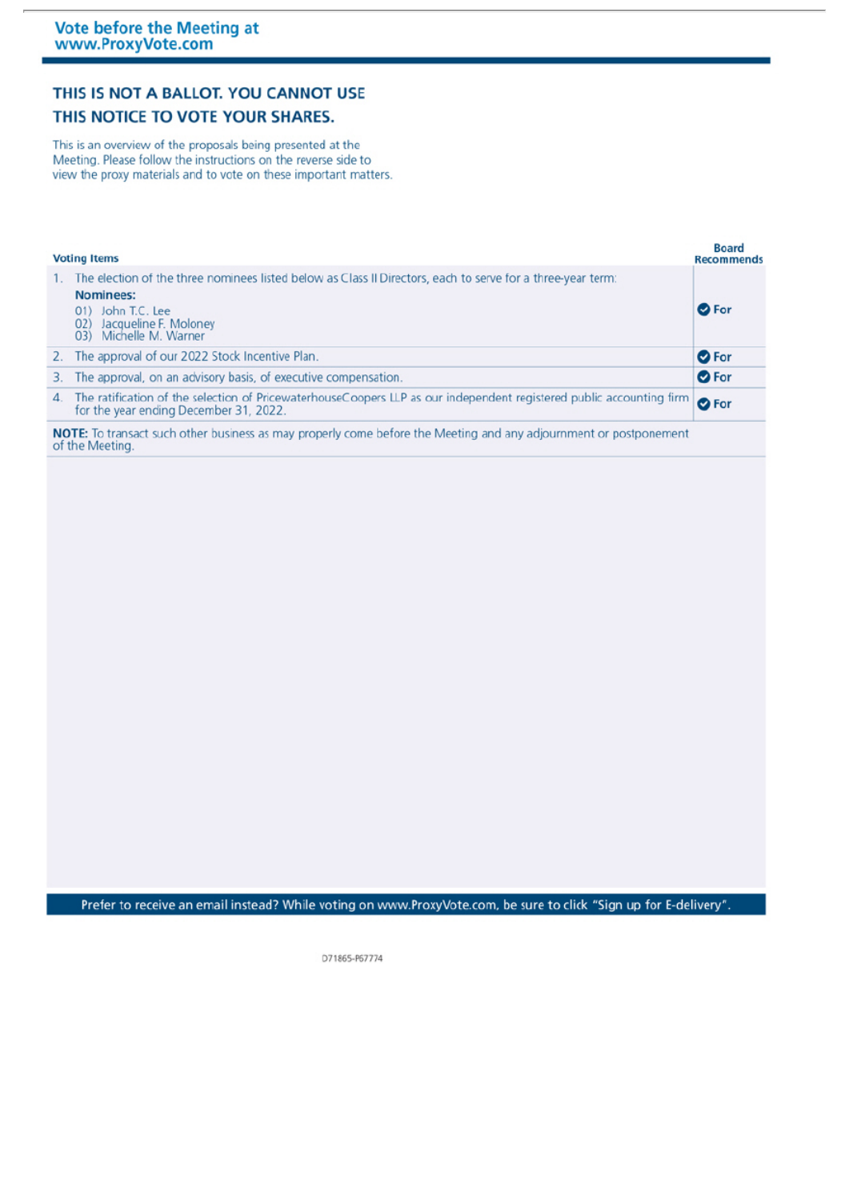## Vote before the Meeting at www.ProxyVote.com

### THIS IS NOT A BALLOT. YOU CANNOT USE THIS NOTICE TO VOTE YOUR SHARES.

This is an overview of the proposals being presented at the Meeting. Please follow the instructions on the reverse side to view the proxy materials and to vote on these important matters.

| Voting Items | Board Recommends |
|---|---|
| 1. The election of the three nominees listed below as Class II Directors, each to serve for a three-year term:<br>**Nominees:**<br>01) John T.C. Lee<br>02) Jacqueline F. Moloney<br>03) Michelle M. Warner | For |
| 2. The approval of our 2022 Stock Incentive Plan. | For |
| 3. The approval, on an advisory basis, of executive compensation. | For |
| 4. The ratification of the selection of PricewaterhouseCoopers LLP as our independent registered public accounting firm for the year ending December 31, 2022. | For |

**NOTE:** To transact such other business as may properly come before the Meeting and any adjournment or postponement of the Meeting.

Prefer to receive an email instead? While voting on www.ProxyVote.com, be sure to click "Sign up for E-delivery".

D71865-P67774